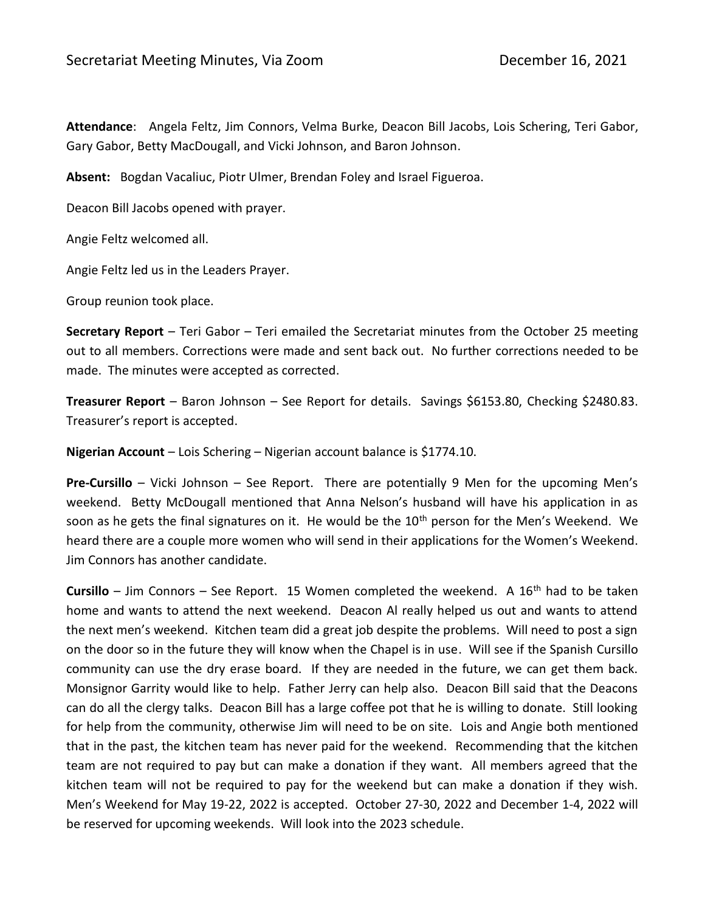Secretariat Meeting Minutes, Via Zoom December 16, 2021

**Attendance**: Angela Feltz, Jim Connors, Velma Burke, Deacon Bill Jacobs, Lois Schering, Teri Gabor, Gary Gabor, Betty MacDougall, and Vicki Johnson, and Baron Johnson.

**Absent:** Bogdan Vacaliuc, Piotr Ulmer, Brendan Foley and Israel Figueroa.

Deacon Bill Jacobs opened with prayer.

Angie Feltz welcomed all.

Angie Feltz led us in the Leaders Prayer.

Group reunion took place.

**Secretary Report** – Teri Gabor – Teri emailed the Secretariat minutes from the October 25 meeting out to all members. Corrections were made and sent back out. No further corrections needed to be made. The minutes were accepted as corrected.

**Treasurer Report** – Baron Johnson – See Report for details. Savings $6153.80, Checking $2480.83. Treasurer's report is accepted.

**Nigerian Account** – Lois Schering – Nigerian account balance is $1774.10.

**Pre-Cursillo** – Vicki Johnson – See Report. There are potentially 9 Men for the upcoming Men's weekend. Betty McDougall mentioned that Anna Nelson's husband will have his application in as soon as he gets the final signatures on it. He would be the 10th person for the Men's Weekend. We heard there are a couple more women who will send in their applications for the Women's Weekend. Jim Connors has another candidate.

**Cursillo** – Jim Connors – See Report. 15 Women completed the weekend. A 16th had to be taken home and wants to attend the next weekend. Deacon Al really helped us out and wants to attend the next men's weekend. Kitchen team did a great job despite the problems. Will need to post a sign on the door so in the future they will know when the Chapel is in use. Will see if the Spanish Cursillo community can use the dry erase board. If they are needed in the future, we can get them back. Monsignor Garrity would like to help. Father Jerry can help also. Deacon Bill said that the Deacons can do all the clergy talks. Deacon Bill has a large coffee pot that he is willing to donate. Still looking for help from the community, otherwise Jim will need to be on site. Lois and Angie both mentioned that in the past, the kitchen team has never paid for the weekend. Recommending that the kitchen team are not required to pay but can make a donation if they want. All members agreed that the kitchen team will not be required to pay for the weekend but can make a donation if they wish. Men's Weekend for May 19-22, 2022 is accepted. October 27-30, 2022 and December 1-4, 2022 will be reserved for upcoming weekends. Will look into the 2023 schedule.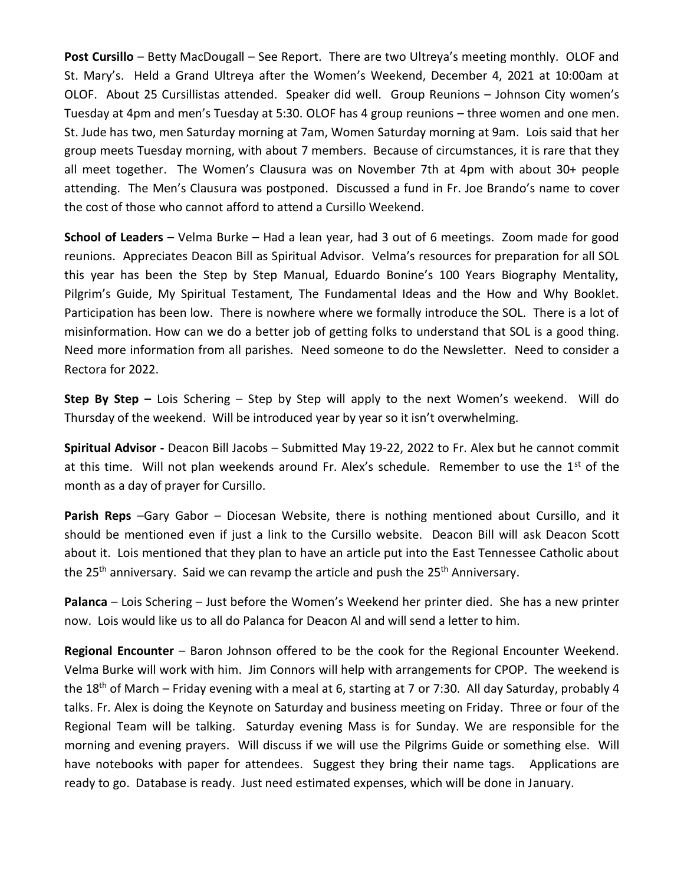**Post Cursillo** – Betty MacDougall – See Report. There are two Ultreya's meeting monthly. OLOF and St. Mary's. Held a Grand Ultreya after the Women's Weekend, December 4, 2021 at 10:00am at OLOF. About 25 Cursillistas attended. Speaker did well. Group Reunions – Johnson City women's Tuesday at 4pm and men's Tuesday at 5:30. OLOF has 4 group reunions – three women and one men. St. Jude has two, men Saturday morning at 7am, Women Saturday morning at 9am. Lois said that her group meets Tuesday morning, with about 7 members. Because of circumstances, it is rare that they all meet together. The Women's Clausura was on November 7th at 4pm with about 30+ people attending. The Men's Clausura was postponed. Discussed a fund in Fr. Joe Brando's name to cover the cost of those who cannot afford to attend a Cursillo Weekend.

**School of Leaders** – Velma Burke – Had a lean year, had 3 out of 6 meetings. Zoom made for good reunions. Appreciates Deacon Bill as Spiritual Advisor. Velma's resources for preparation for all SOL this year has been the Step by Step Manual, Eduardo Bonine's 100 Years Biography Mentality, Pilgrim's Guide, My Spiritual Testament, The Fundamental Ideas and the How and Why Booklet. Participation has been low. There is nowhere where we formally introduce the SOL. There is a lot of misinformation. How can we do a better job of getting folks to understand that SOL is a good thing. Need more information from all parishes. Need someone to do the Newsletter. Need to consider a Rectora for 2022.

**Step By Step –** Lois Schering – Step by Step will apply to the next Women's weekend. Will do Thursday of the weekend. Will be introduced year by year so it isn't overwhelming.

**Spiritual Advisor -** Deacon Bill Jacobs – Submitted May 19-22, 2022 to Fr. Alex but he cannot commit at this time. Will not plan weekends around Fr. Alex's schedule. Remember to use the 1st of the month as a day of prayer for Cursillo.

**Parish Reps** –Gary Gabor – Diocesan Website, there is nothing mentioned about Cursillo, and it should be mentioned even if just a link to the Cursillo website. Deacon Bill will ask Deacon Scott about it. Lois mentioned that they plan to have an article put into the East Tennessee Catholic about the 25th anniversary. Said we can revamp the article and push the 25th Anniversary.

**Palanca** – Lois Schering – Just before the Women's Weekend her printer died. She has a new printer now. Lois would like us to all do Palanca for Deacon Al and will send a letter to him.

**Regional Encounter** – Baron Johnson offered to be the cook for the Regional Encounter Weekend. Velma Burke will work with him. Jim Connors will help with arrangements for CPOP. The weekend is the 18th of March – Friday evening with a meal at 6, starting at 7 or 7:30. All day Saturday, probably 4 talks. Fr. Alex is doing the Keynote on Saturday and business meeting on Friday. Three or four of the Regional Team will be talking. Saturday evening Mass is for Sunday. We are responsible for the morning and evening prayers. Will discuss if we will use the Pilgrims Guide or something else. Will have notebooks with paper for attendees. Suggest they bring their name tags. Applications are ready to go. Database is ready. Just need estimated expenses, which will be done in January.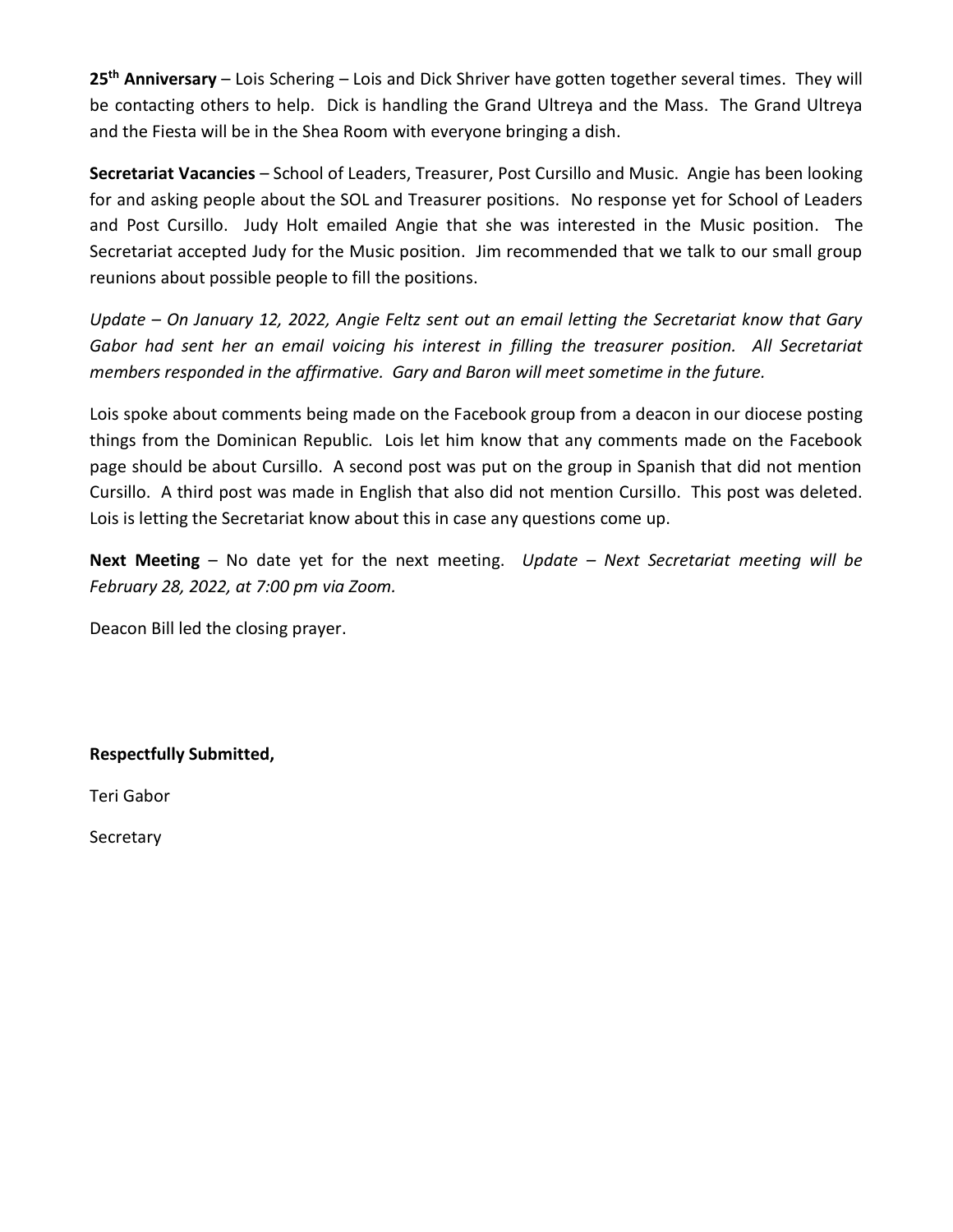**25th Anniversary** – Lois Schering – Lois and Dick Shriver have gotten together several times. They will be contacting others to help. Dick is handling the Grand Ultreya and the Mass. The Grand Ultreya and the Fiesta will be in the Shea Room with everyone bringing a dish.

**Secretariat Vacancies** – School of Leaders, Treasurer, Post Cursillo and Music. Angie has been looking for and asking people about the SOL and Treasurer positions. No response yet for School of Leaders and Post Cursillo. Judy Holt emailed Angie that she was interested in the Music position. The Secretariat accepted Judy for the Music position. Jim recommended that we talk to our small group reunions about possible people to fill the positions.

*Update – On January 12, 2022, Angie Feltz sent out an email letting the Secretariat know that Gary Gabor had sent her an email voicing his interest in filling the treasurer position. All Secretariat members responded in the affirmative. Gary and Baron will meet sometime in the future.*

Lois spoke about comments being made on the Facebook group from a deacon in our diocese posting things from the Dominican Republic. Lois let him know that any comments made on the Facebook page should be about Cursillo. A second post was put on the group in Spanish that did not mention Cursillo. A third post was made in English that also did not mention Cursillo. This post was deleted. Lois is letting the Secretariat know about this in case any questions come up.

**Next Meeting** – No date yet for the next meeting. *Update – Next Secretariat meeting will be February 28, 2022, at 7:00 pm via Zoom.*

Deacon Bill led the closing prayer.

**Respectfully Submitted,**

Teri Gabor

Secretary